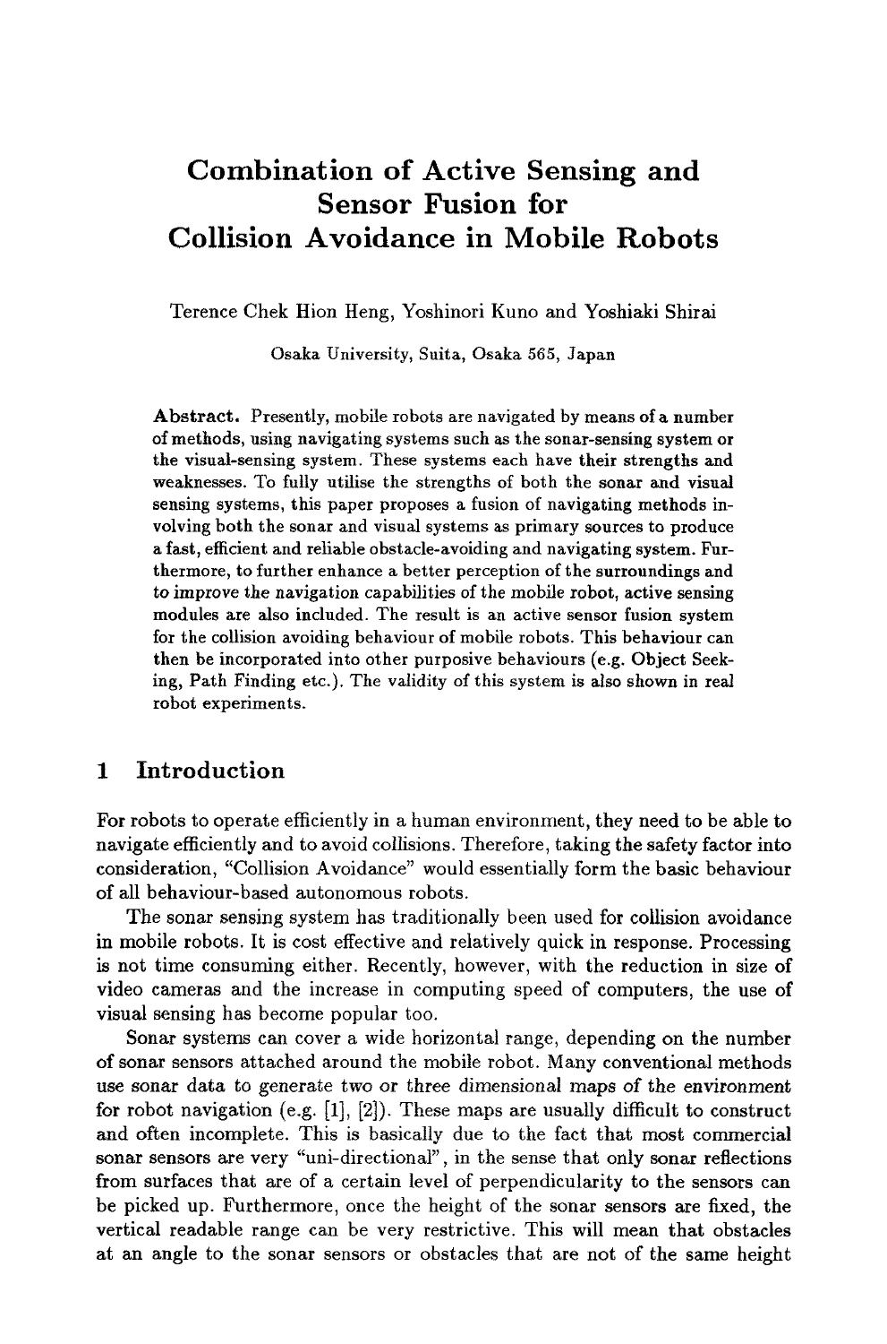# Combination of Active Sensing and Sensor Fusion for Collision Avoidance in Mobile Robots

Terence Chek Hion Heng, Yoshinori Kuno and Yoshiaki Shirai

Osaka University, Suita, Osaka 565, Japan

**Abstract.** Presently, mobile robots are navigated by means of a number of methods, using navigating systems such as the sonar-sensing system or the visual-sensing system. These systems each have their strengths and weaknesses. To fully utilise the strengths of both the sonar and visual sensing systems, this paper proposes a fusion of navigating methods involving both the sonar and visual systems as primary sources to produce a fast, efficient and reliable obstacle-avoiding and navigating system. Furthermore, to further enhance a better perception of the surroundings and to improve the navigation capabilities of the mobile robot, active sensing modules are also included. The result is an active sensor fusion system for the collision avoiding behaviour of mobile robots. This behaviour can then be incorporated into other purposive behaviours (e.g. Object Seeking, Path Finding etc.). The validity of this system is also shown in real robot experiments.

## 1 Introduction

For robots to operate efficiently in a human environment, they need to be able to navigate efficiently and to avoid collisions. Therefore, taking the safety factor into consideration, "Collision Avoidance" would essentially form the basic behaviour of all behaviour-based autonomous robots.

The sonar sensing system has traditionally been used for collision avoidance in mobile robots. It is cost effective and relatively quick in response. Processing is not time consuming either. Recently, however, with the reduction in size of video cameras and the increase in computing speed of computers, the use of visual sensing has become popular too.

Sonar systems can cover a wide horizontal range, depending on the number of sonar sensors attached around the mobile robot. Many conventional methods use sonar data to generate two or three dimensional maps of the environment for robot navigation (e.g. [1], [2]). These maps are usually difficult to construct and often incomplete. This is basically due to the fact that most commercial sonar sensors are very "uni-directional", in the sense that only sonar reflections from surfaces that are of a certain level of perpendicularity to the sensors can be picked up. Furthermore, once the height of the sonar sensors are fixed, the vertical readable range can be very restrictive. This will mean that obstacles at an angle to the sonar sensors or obstacles that are not of the same height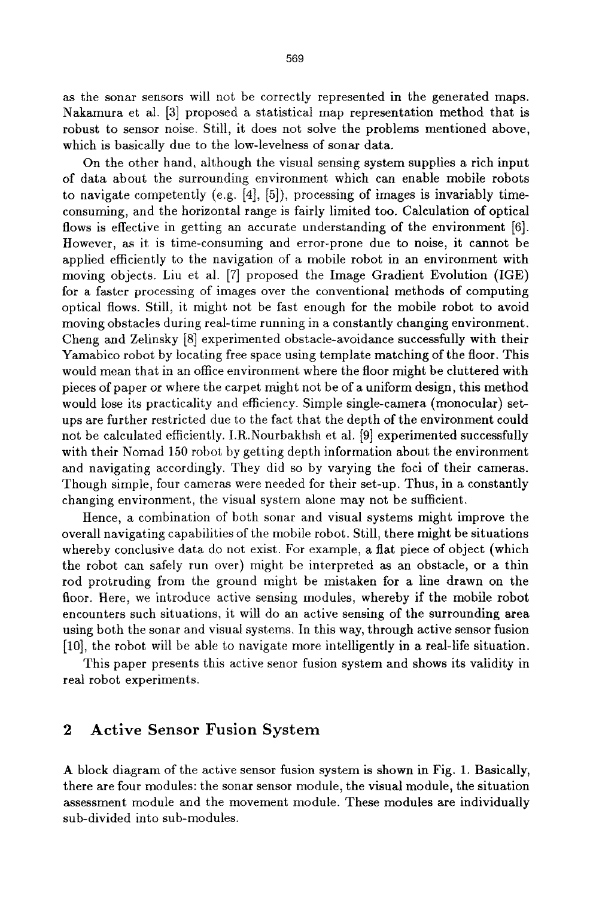as the sonar sensors will not be correctly represented in the generated maps. Nakamura et al. [3] proposed a statistical map representation method that is robust to sensor noise. Still, it does not solve the problems mentioned above, which is basically due to the low-levelness of sonar data.

On the other hand, although the visual sensing system supplies a rich input of data about the surrounding environment which can enable mobile robots to navigate competently (e.g. [4], [5]), processing of images is invariably time-consuming, and the horizontal range is fairly limited too. Calculation of optical flows is effective in getting an accurate understanding of the environment [6]. However, as it is time-consuming and error-prone due to noise, it cannot be applied efficiently to the navigation of a mobile robot in an environment with moving objects. Liu et al. [7] proposed the Image Gradient Evolution (IGE) for a faster processing of images over the conventional methods of computing optical flows. Still, it might not be fast enough for the mobile robot to avoid moving obstacles during real-time running in a constantly changing environment. Cheng and Zelinsky [8] experimented obstacle-avoidance successfully with their Yamabico robot by locating free space using template matching of the floor. This would mean that in an office environment where the floor might be cluttered with pieces of paper or where the carpet might not be of a uniform design, this method would lose its practicality and efficiency. Simple single-camera (monocular) set-ups are further restricted due to the fact that the depth of the environment could not be calculated efficiently. I.R.Nourbakhsh et al. [9] experimented successfully with their Nomad 150 robot by getting depth information about the environment and navigating accordingly. They did so by varying the foci of their cameras. Though simple, four cameras were needed for their set-up. Thus, in a constantly changing environment, the visual system alone may not be sufficient.

Hence, a combination of both sonar and visual systems might improve the overall navigating capabilities of the mobile robot. Still, there might be situations whereby conclusive data do not exist. For example, a flat piece of object (which the robot can safely run over) might be interpreted as an obstacle, or a thin rod protruding from the ground might be mistaken for a line drawn on the floor. Here, we introduce active sensing modules, whereby if the mobile robot encounters such situations, it will do an active sensing of the surrounding area using both the sonar and visual systems. In this way, through active sensor fusion [10], the robot will be able to navigate more intelligently in a real-life situation.

This paper presents this active senor fusion system and shows its validity in real robot experiments.

## 2 Active Sensor Fusion System

A block diagram of the active sensor fusion system is shown in Fig. 1. Basically, there are four modules: the sonar sensor module, the visual module, the situation assessment module and the movement module. These modules are individually sub-divided into sub-modules.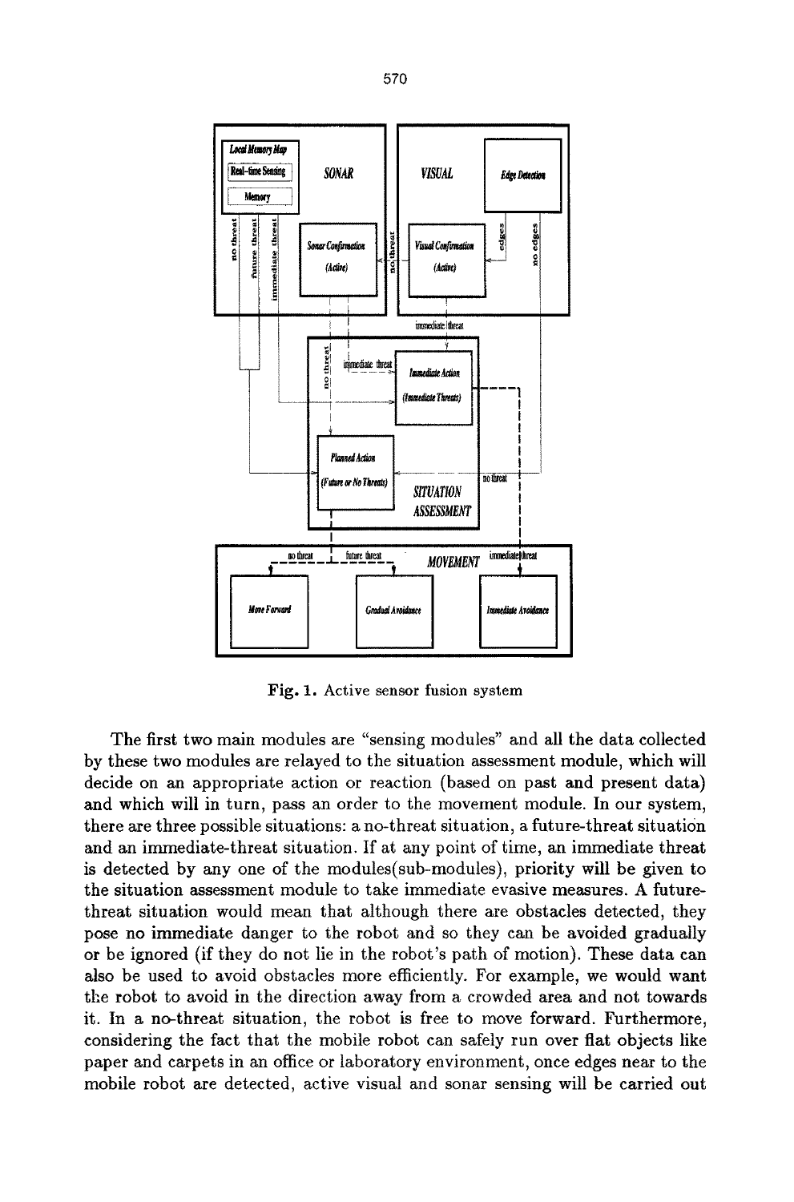Fig. 1. Active sensor fusion system

The first two main modules are "sensing modules" and all the data collected by these two modules are relayed to the situation assessment module, which will decide on an appropriate action or reaction (based on past and present data) and which will in turn, pass an order to the movement module. In our system, there are three possible situations: a no-threat situation, a future-threat situation and an immediate-threat situation. If at any point of time, an immediate threat is detected by any one of the modules(sub-modules), priority will be given to the situation assessment module to take immediate evasive measures. A future-threat situation would mean that although there are obstacles detected, they pose no immediate danger to the robot and so they can be avoided gradually or be ignored (if they do not lie in the robot's path of motion). These data can also be used to avoid obstacles more efficiently. For example, we would want the robot to avoid in the direction away from a crowded area and not towards it. In a no-threat situation, the robot is free to move forward. Furthermore, considering the fact that the mobile robot can safely run over flat objects like paper and carpets in an office or laboratory environment, once edges near to the mobile robot are detected, active visual and sonar sensing will be carried out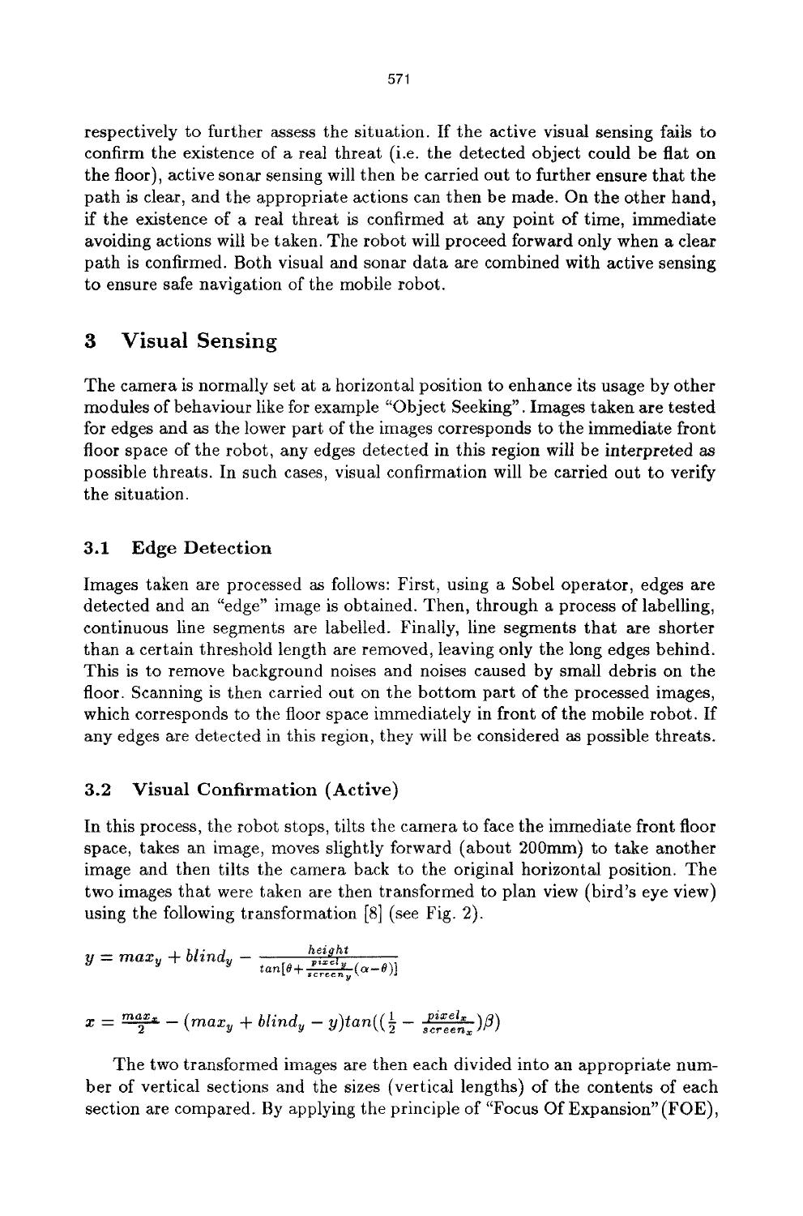respectively to further assess the situation. If the active visual sensing fails to confirm the existence of a real threat (i.e. the detected object could be flat on the floor), active sonar sensing will then be carried out to further ensure that the path is clear, and the appropriate actions can then be made. On the other hand, if the existence of a real threat is confirmed at any point of time, immediate avoiding actions will be taken. The robot will proceed forward only when a clear path is confirmed. Both visual and sonar data are combined with active sensing to ensure safe navigation of the mobile robot.

## 3 Visual Sensing

The camera is normally set at a horizontal position to enhance its usage by other modules of behaviour like for example "Object Seeking". Images taken are tested for edges and as the lower part of the images corresponds to the immediate front floor space of the robot, any edges detected in this region will be interpreted as possible threats. In such cases, visual confirmation will be carried out to verify the situation.

### 3.1 Edge Detection

Images taken are processed as follows: First, using a Sobel operator, edges are detected and an "edge" image is obtained. Then, through a process of labelling, continuous line segments are labelled. Finally, line segments that are shorter than a certain threshold length are removed, leaving only the long edges behind. This is to remove background noises and noises caused by small debris on the floor. Scanning is then carried out on the bottom part of the processed images, which corresponds to the floor space immediately in front of the mobile robot. If any edges are detected in this region, they will be considered as possible threats.

### 3.2 Visual Confirmation (Active)

In this process, the robot stops, tilts the camera to face the immediate front floor space, takes an image, moves slightly forward (about 200mm) to take another image and then tilts the camera back to the original horizontal position. The two images that were taken are then transformed to plan view (bird's eye view) using the following transformation [8] (see Fig. 2).

$$y = max_y + blind_y - \frac{height}{tan[\theta + \frac{pixel_y}{screen_y}(\alpha - \theta)]}$$

$$x = \frac{max_x}{2} - (max_y + blind_y - y)tan((\frac{1}{2} - \frac{pixel_x}{screen_x})\beta)$$

The two transformed images are then each divided into an appropriate number of vertical sections and the sizes (vertical lengths) of the contents of each section are compared. By applying the principle of "Focus Of Expansion"(FOE),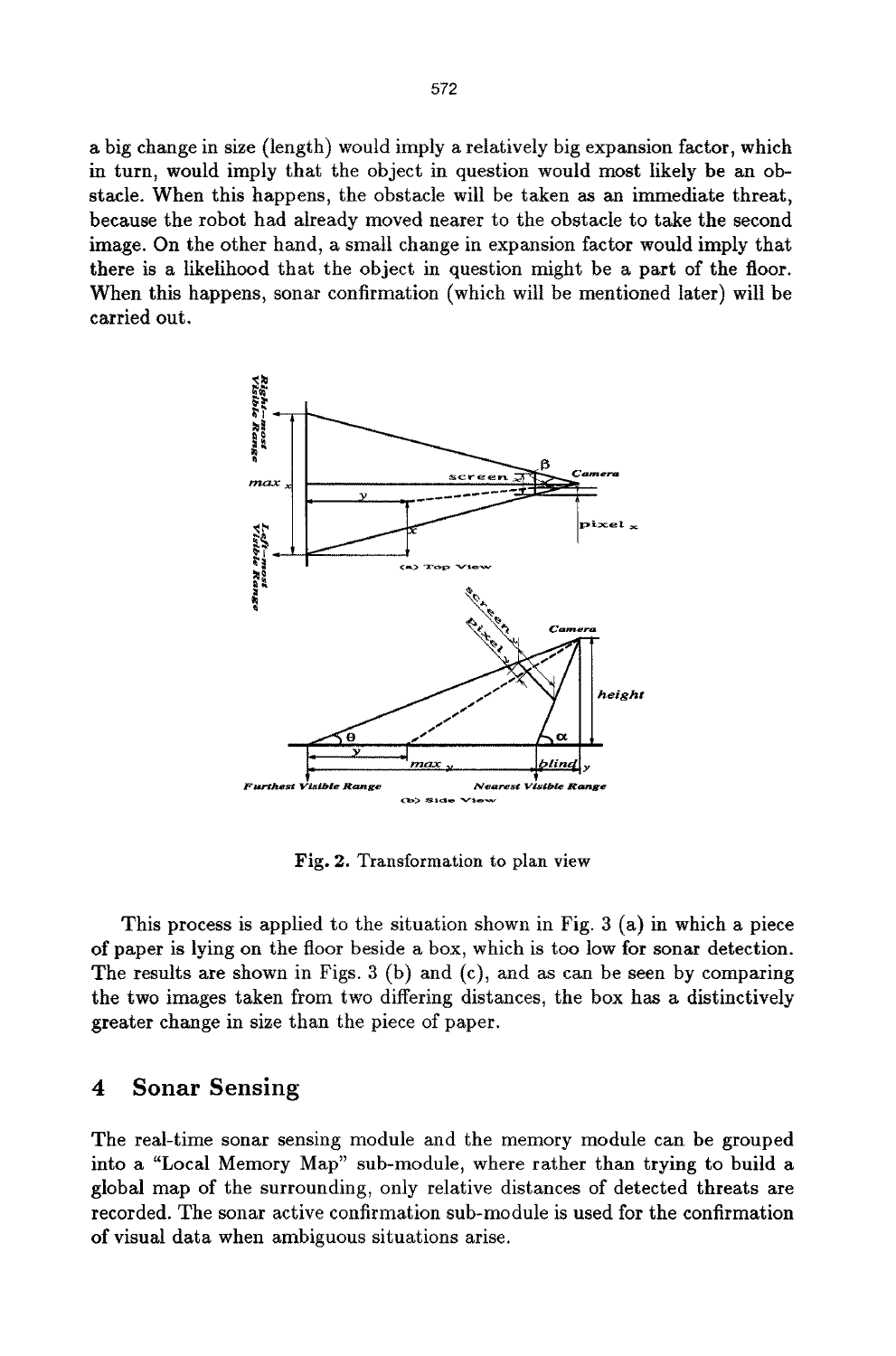a big change in size (length) would imply a relatively big expansion factor, which in turn, would imply that the object in question would most likely be an obstacle. When this happens, the obstacle will be taken as an immediate threat, because the robot had already moved nearer to the obstacle to take the second image. On the other hand, a small change in expansion factor would imply that there is a likelihood that the object in question might be a part of the floor. When this happens, sonar confirmation (which will be mentioned later) will be carried out.

Fig. 2. Transformation to plan view

This process is applied to the situation shown in Fig. 3 (a) in which a piece of paper is lying on the floor beside a box, which is too low for sonar detection. The results are shown in Figs. 3 (b) and (c), and as can be seen by comparing the two images taken from two differing distances, the box has a distinctively greater change in size than the piece of paper.

## 4 Sonar Sensing

The real-time sonar sensing module and the memory module can be grouped into a "Local Memory Map" sub-module, where rather than trying to build a global map of the surrounding, only relative distances of detected threats are recorded. The sonar active confirmation sub-module is used for the confirmation of visual data when ambiguous situations arise.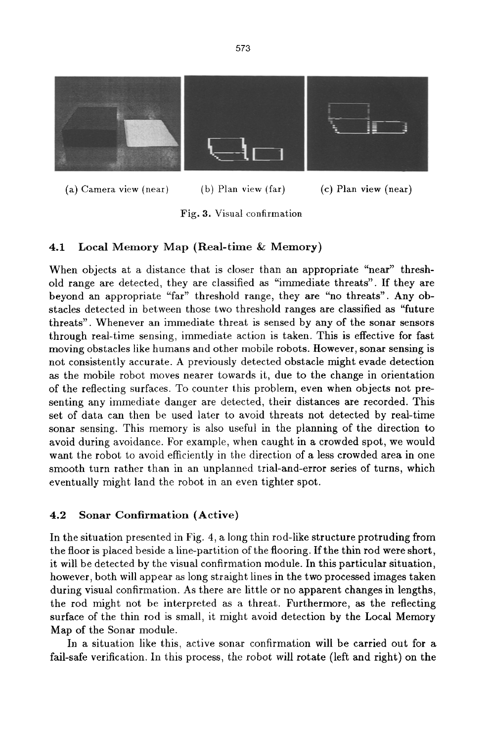(a) Camera view (near) (b) Plan view (far) (c) Plan view (near)

Fig. 3. Visual confirmation

### 4.1 Local Memory Map (Real-time & Memory)

When objects at a distance that is closer than an appropriate "near" threshold range are detected, they are classified as "immediate threats". If they are beyond an appropriate "far" threshold range, they are "no threats". Any obstacles detected in between those two threshold ranges are classified as "future threats". Whenever an immediate threat is sensed by any of the sonar sensors through real-time sensing, immediate action is taken. This is effective for fast moving obstacles like humans and other mobile robots. However, sonar sensing is not consistently accurate. A previously detected obstacle might evade detection as the mobile robot moves nearer towards it, due to the change in orientation of the reflecting surfaces. To counter this problem, even when objects not presenting any immediate danger are detected, their distances are recorded. This set of data can then be used later to avoid threats not detected by real-time sonar sensing. This memory is also useful in the planning of the direction to avoid during avoidance. For example, when caught in a crowded spot, we would want the robot to avoid efficiently in the direction of a less crowded area in one smooth turn rather than in an unplanned trial-and-error series of turns, which eventually might land the robot in an even tighter spot.

### 4.2 Sonar Confirmation (Active)

In the situation presented in Fig. 4, a long thin rod-like structure protruding from the floor is placed beside a line-partition of the flooring. If the thin rod were short, it will be detected by the visual confirmation module. In this particular situation, however, both will appear as long straight lines in the two processed images taken during visual confirmation. As there are little or no apparent changes in lengths, the rod might not be interpreted as a threat. Furthermore, as the reflecting surface of the thin rod is small, it might avoid detection by the Local Memory Map of the Sonar module.

In a situation like this, active sonar confirmation will be carried out for a fail-safe verification. In this process, the robot will rotate (left and right) on the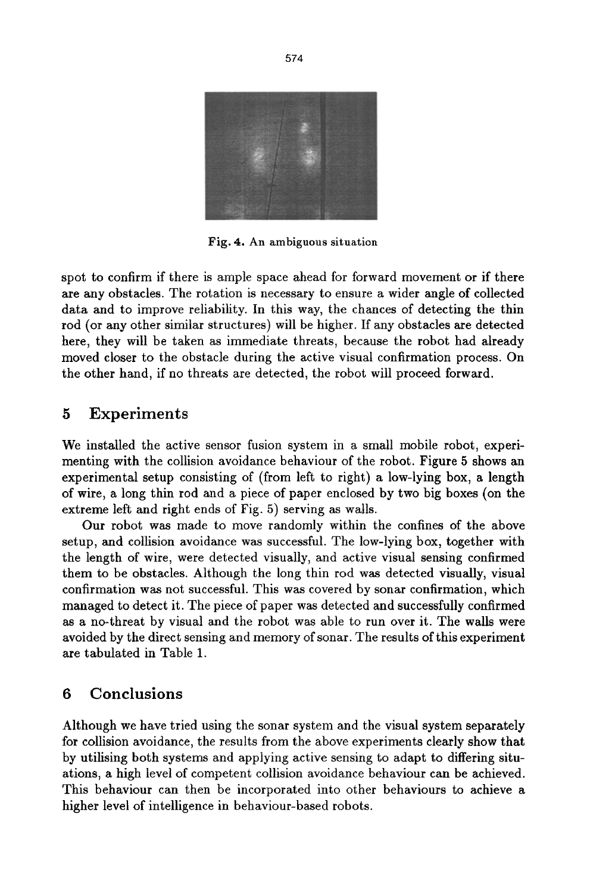Fig. 4. An ambiguous situation

spot to confirm if there is ample space ahead for forward movement or if there are any obstacles. The rotation is necessary to ensure a wider angle of collected data and to improve reliability. In this way, the chances of detecting the thin rod (or any other similar structures) will be higher. If any obstacles are detected here, they will be taken as immediate threats, because the robot had already moved closer to the obstacle during the active visual confirmation process. On the other hand, if no threats are detected, the robot will proceed forward.

## 5 Experiments

We installed the active sensor fusion system in a small mobile robot, experimenting with the collision avoidance behaviour of the robot. Figure 5 shows an experimental setup consisting of (from left to right) a low-lying box, a length of wire, a long thin rod and a piece of paper enclosed by two big boxes (on the extreme left and right ends of Fig. 5) serving as walls.

Our robot was made to move randomly within the confines of the above setup, and collision avoidance was successful. The low-lying box, together with the length of wire, were detected visually, and active visual sensing confirmed them to be obstacles. Although the long thin rod was detected visually, visual confirmation was not successful. This was covered by sonar confirmation, which managed to detect it. The piece of paper was detected and successfully confirmed as a no-threat by visual and the robot was able to run over it. The walls were avoided by the direct sensing and memory of sonar. The results of this experiment are tabulated in Table 1.

## 6 Conclusions

Although we have tried using the sonar system and the visual system separately for collision avoidance, the results from the above experiments clearly show that by utilising both systems and applying active sensing to adapt to differing situations, a high level of competent collision avoidance behaviour can be achieved. This behaviour can then be incorporated into other behaviours to achieve a higher level of intelligence in behaviour-based robots.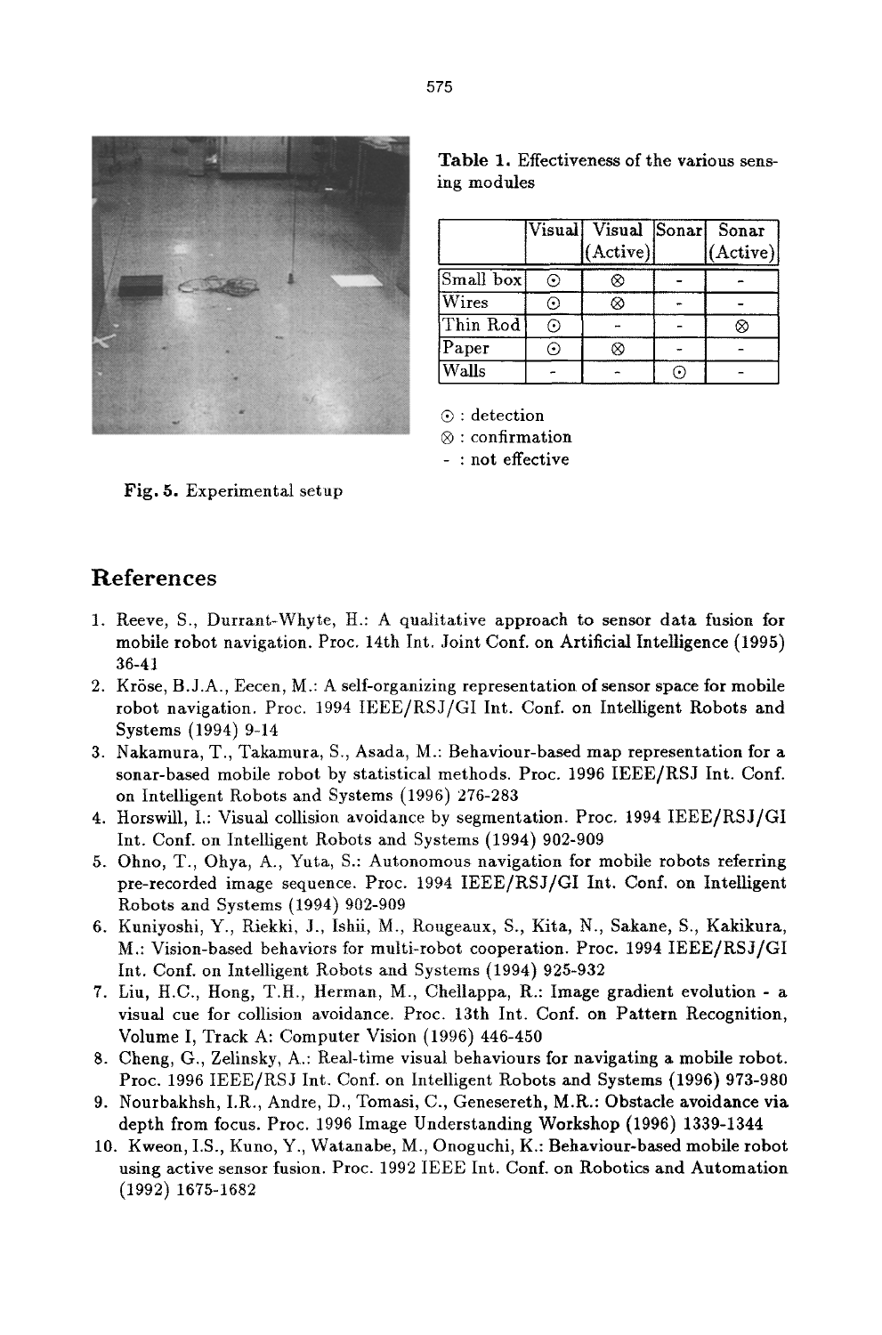Fig. 5. Experimental setup

Table 1. Effectiveness of the various sensing modules

| | Visual | Visual (Active) | Sonar | Sonar (Active) |
|---|---|---|---|---|
| Small box | ⊙ | ⊗ | - | - |
| Wires | ⊙ | ⊗ | - | - |
| Thin Rod | ⊙ | - | - | ⊗ |
| Paper | ⊙ | ⊗ | - | - |
| Walls | - | - | ⊙ | - |

⊙ : detection
⊗ : confirmation
- : not effective

# References

1. Reeve, S., Durrant-Whyte, H.: A qualitative approach to sensor data fusion for mobile robot navigation. Proc. 14th Int. Joint Conf. on Artificial Intelligence (1995) 36-41
2. Kröse, B.J.A., Eecen, M.: A self-organizing representation of sensor space for mobile robot navigation. Proc. 1994 IEEE/RSJ/GI Int. Conf. on Intelligent Robots and Systems (1994) 9-14
3. Nakamura, T., Takamura, S., Asada, M.: Behaviour-based map representation for a sonar-based mobile robot by statistical methods. Proc. 1996 IEEE/RSJ Int. Conf. on Intelligent Robots and Systems (1996) 276-283
4. Horswill, I.: Visual collision avoidance by segmentation. Proc. 1994 IEEE/RSJ/GI Int. Conf. on Intelligent Robots and Systems (1994) 902-909
5. Ohno, T., Ohya, A., Yuta, S.: Autonomous navigation for mobile robots referring pre-recorded image sequence. Proc. 1994 IEEE/RSJ/GI Int. Conf. on Intelligent Robots and Systems (1994) 902-909
6. Kuniyoshi, Y., Riekki, J., Ishii, M., Rougeaux, S., Kita, N., Sakane, S., Kakikura, M.: Vision-based behaviors for multi-robot cooperation. Proc. 1994 IEEE/RSJ/GI Int. Conf. on Intelligent Robots and Systems (1994) 925-932
7. Liu, H.C., Hong, T.H., Herman, M., Chellappa, R.: Image gradient evolution - a visual cue for collision avoidance. Proc. 13th Int. Conf. on Pattern Recognition, Volume I, Track A: Computer Vision (1996) 446-450
8. Cheng, G., Zelinsky, A.: Real-time visual behaviours for navigating a mobile robot. Proc. 1996 IEEE/RSJ Int. Conf. on Intelligent Robots and Systems (1996) 973-980
9. Nourbakhsh, I.R., Andre, D., Tomasi, C., Genesereth, M.R.: Obstacle avoidance via depth from focus. Proc. 1996 Image Understanding Workshop (1996) 1339-1344
10. Kweon, I.S., Kuno, Y., Watanabe, M., Onoguchi, K.: Behaviour-based mobile robot using active sensor fusion. Proc. 1992 IEEE Int. Conf. on Robotics and Automation (1992) 1675-1682